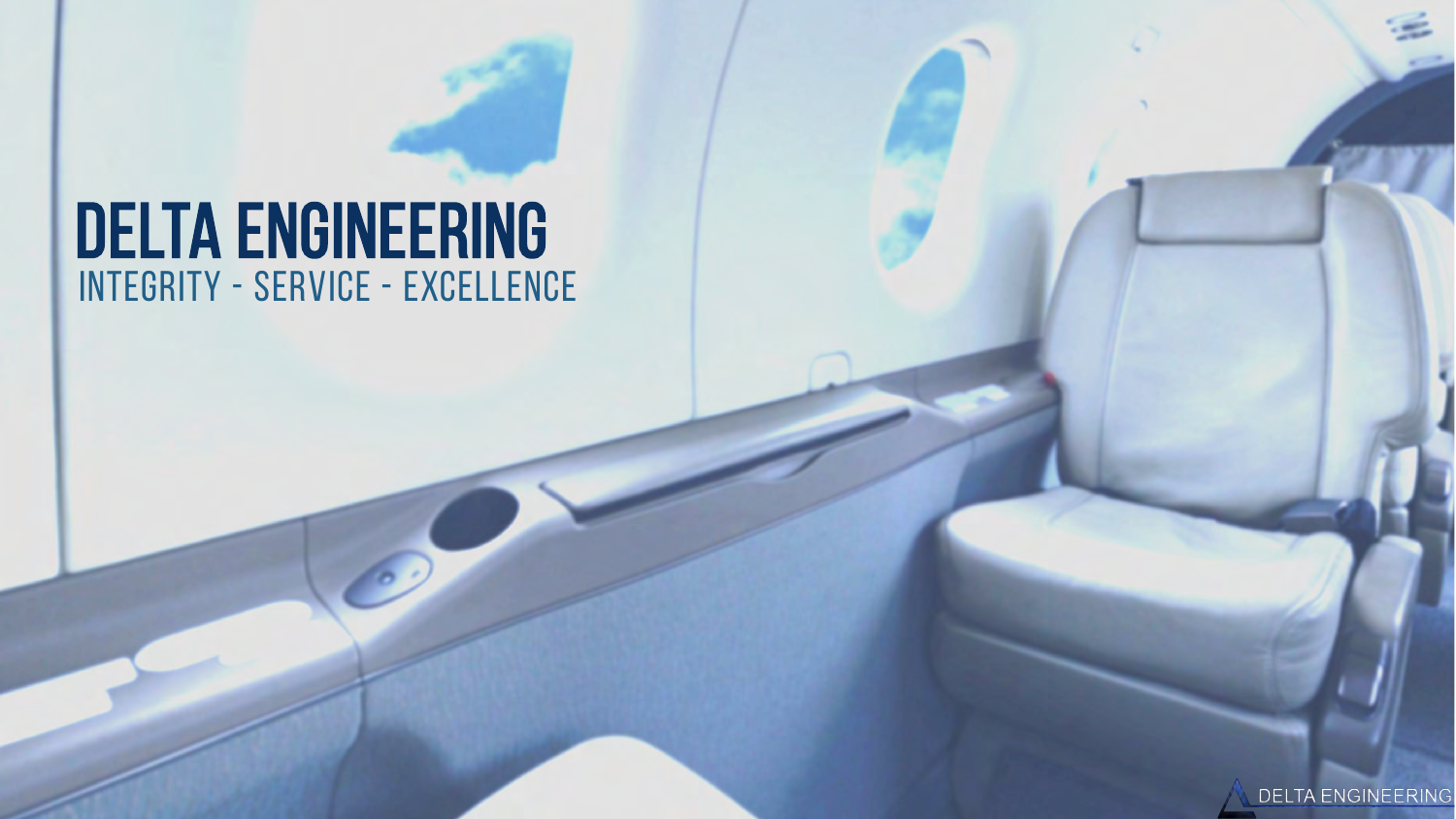# DELTA ENGINEERING

INTEGRITY - SERVICE - EXCELLENCE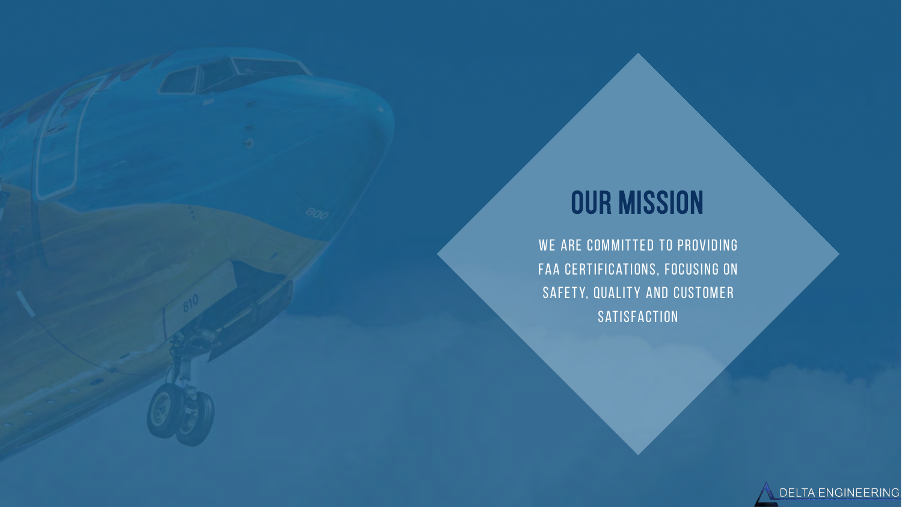# OUR MISSION

WE ARE COMMITTED TO PROVIDING FAA CERTIFICATIONS, FOCUSING ON SAFETY, QUALITY AND CUSTOMER SATISFACTION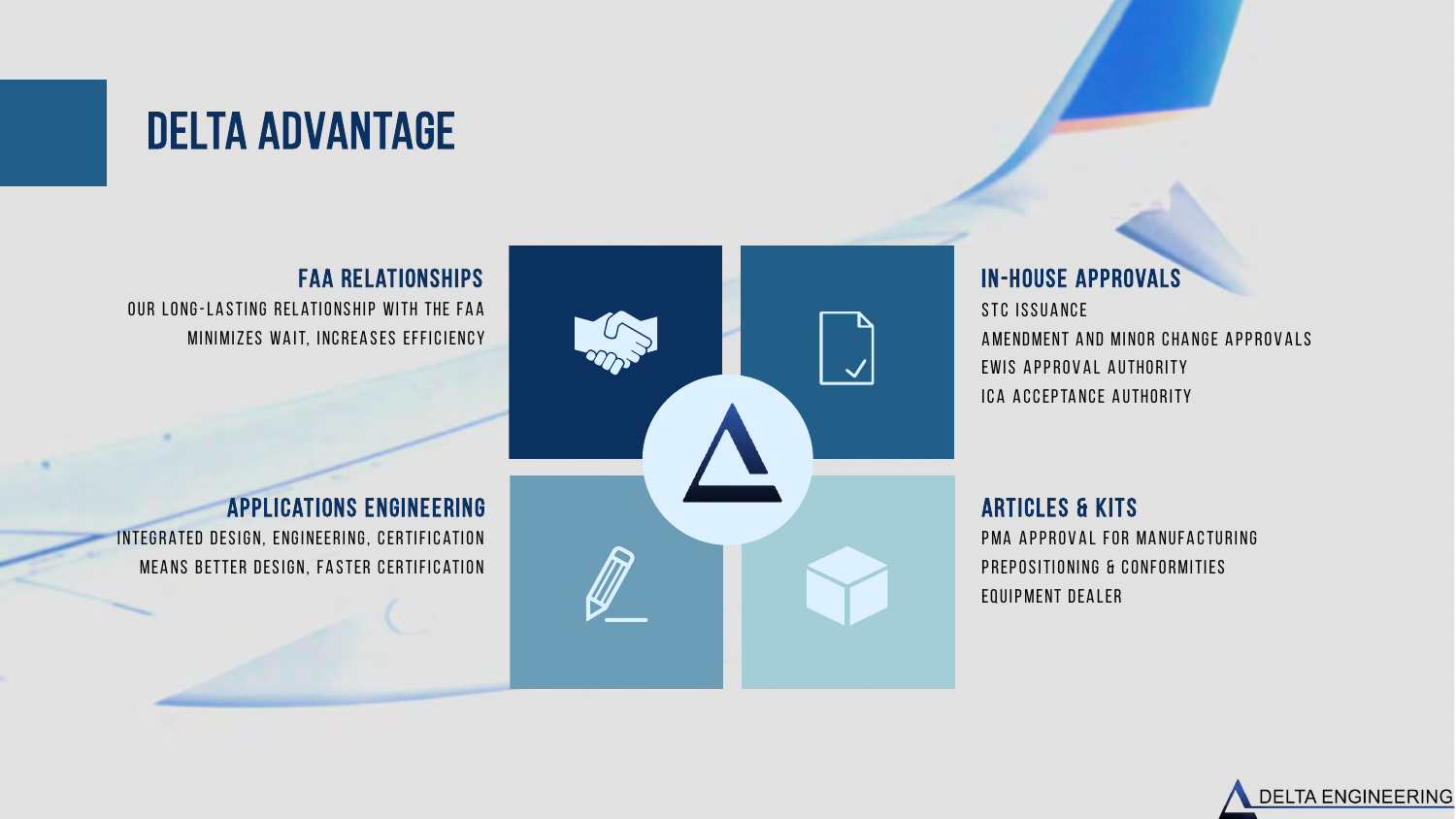# DELTA ADVANTAGE

## FAA RELATIONSHIPS

OUR LONG-LASTING RELATIONSHIP WITH THE FAA MINIMIZES WAIT, INCREASES EFFICIENCY

## IN-HOUSE APPROVALS

STC ISSUANCE

AMENDMENT AND MINOR CHANGE APPROVALS

EWIS APPROVAL AUTHORITY

ICA ACCEPTANCE AUTHORITY

## APPLICATIONS ENGINEERING

INTEGRATED DESIGN, ENGINEERING, CERTIFICATION MEANS BETTER DESIGN, FASTER CERTIFICATION

## ARTICLES & KITS

PMA APPROVAL FOR MANUFACTURING

PREPOSITIONING & CONFORMITIES

EQUIPMENT DEALER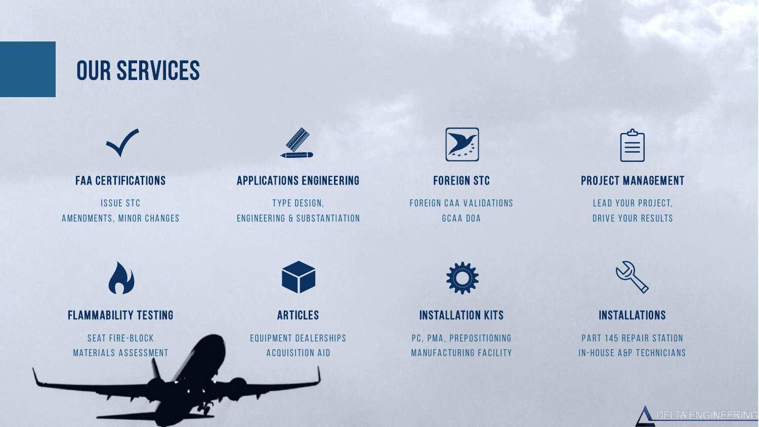# OUR SERVICES

### FAA CERTIFICATIONS

ISSUE STC
AMENDMENTS, MINOR CHANGES

### APPLICATIONS ENGINEERING

TYPE DESIGN,
ENGINEERING & SUBSTANTIATION

### FOREIGN STC

FOREIGN CAA VALIDATIONS
GCAA DOA

### PROJECT MANAGEMENT

LEAD YOUR PROJECT,
DRIVE YOUR RESULTS

### FLAMMABILITY TESTING

SEAT FIRE-BLOCK
MATERIALS ASSESSMENT

### ARTICLES

EQUIPMENT DEALERSHIPS
ACQUISITION AID

### INSTALLATION KITS

PC, PMA, PREPOSITIONING
MANUFACTURING FACILITY

### INSTALLATIONS

PART 145 REPAIR STATION
IN-HOUSE A&P TECHNICIANS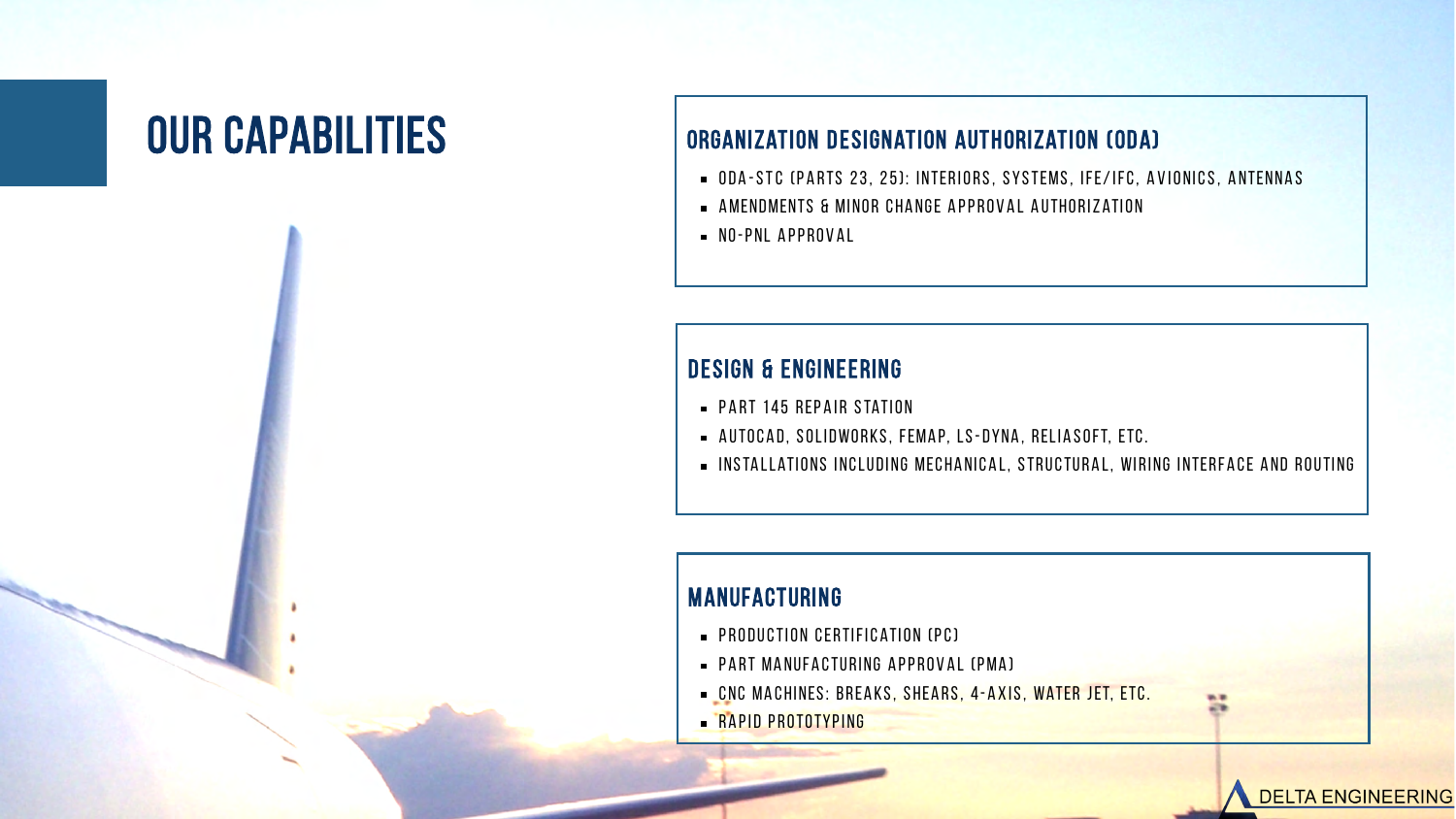# OUR CAPABILITIES

## ORGANIZATION DESIGNATION AUTHORIZATION (ODA)

- ODA-STC (PARTS 23, 25): INTERIORS, SYSTEMS, IFE/IFC, AVIONICS, ANTENNAS
- AMENDMENTS & MINOR CHANGE APPROVAL AUTHORIZATION
- NO-PNL APPROVAL

## DESIGN & ENGINEERING

- PART 145 REPAIR STATION
- AUTOCAD, SOLIDWORKS, FEMAP, LS-DYNA, RELIASOFT, ETC.
- INSTALLATIONS INCLUDING MECHANICAL, STRUCTURAL, WIRING INTERFACE AND ROUTING

## MANUFACTURING

- PRODUCTION CERTIFICATION (PC)
- PART MANUFACTURING APPROVAL (PMA)
- CNC MACHINES: BREAKS, SHEARS, 4-AXIS, WATER JET, ETC.
- RAPID PROTOTYPING

DELTA ENGINEERING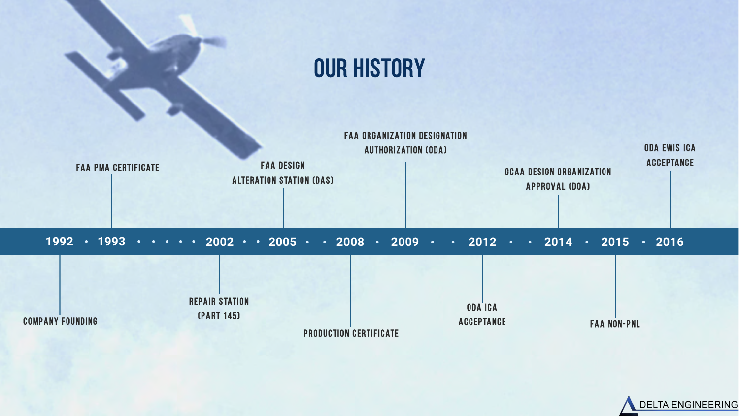# OUR HISTORY

- **1992** — COMPANY FOUNDING
- **1993** — FAA PMA CERTIFICATE
- **2002** — REPAIR STATION (PART 145)
- **2005** — FAA DESIGN ALTERATION STATION (DAS)
- **2008** — PRODUCTION CERTIFICATE
- **2009** — FAA ORGANIZATION DESIGNATION AUTHORIZATION (ODA)
- **2012** — ODA ICA ACCEPTANCE
- **2014** — GCAA DESIGN ORGANIZATION APPROVAL (DOA)
- **2015** — FAA NON-PNL
- **2016** — ODA EWIS ICA ACCEPTANCE

DELTA ENGINEERING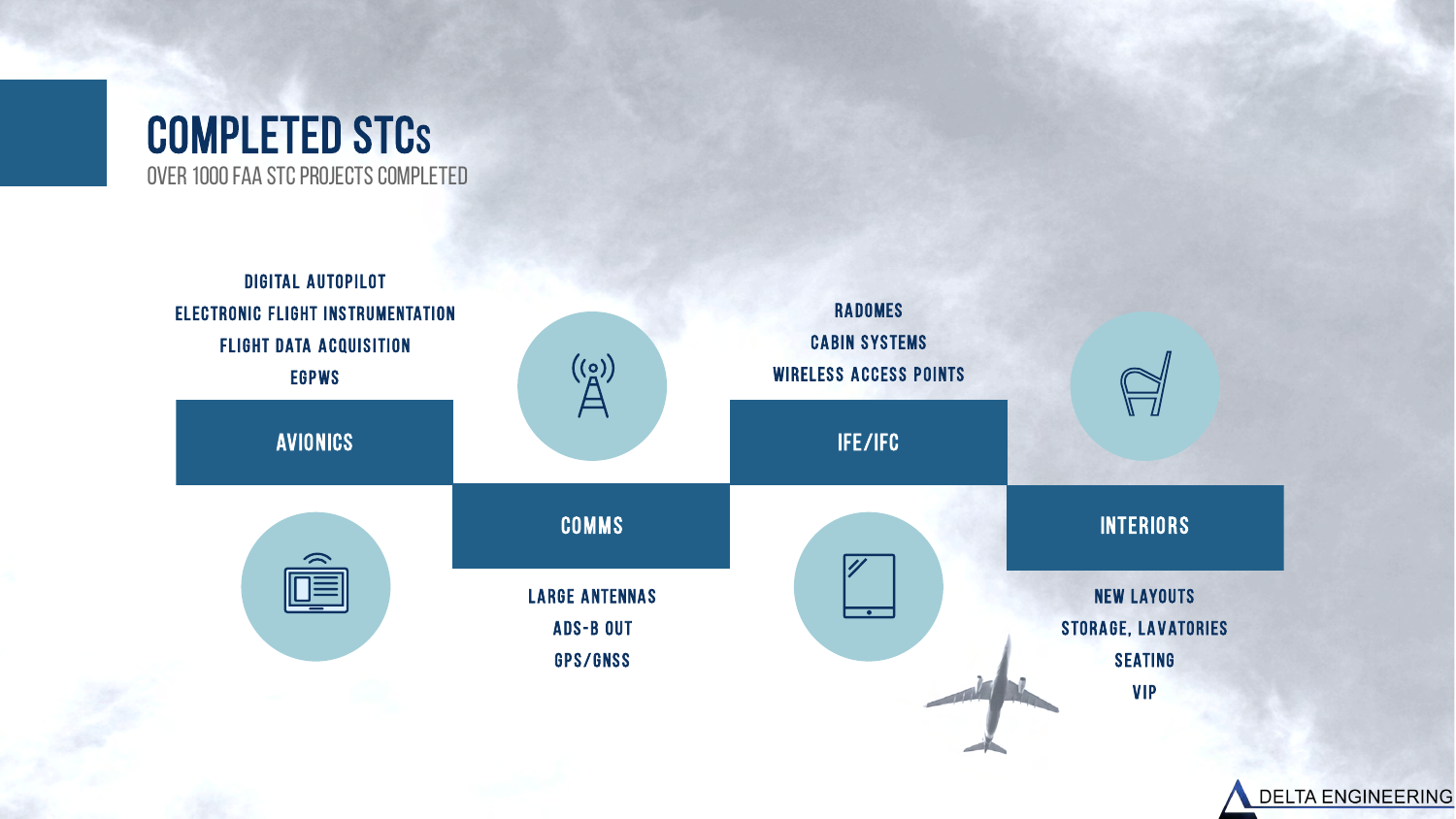# COMPLETED STCs

OVER 1000 FAA STC PROJECTS COMPLETED

## AVIONICS

- DIGITAL AUTOPILOT
- ELECTRONIC FLIGHT INSTRUMENTATION
- FLIGHT DATA ACQUISITION
- EGPWS

## COMMS

- LARGE ANTENNAS
- ADS-B OUT
- GPS/GNSS

## IFE/IFC

- RADOMES
- CABIN SYSTEMS
- WIRELESS ACCESS POINTS

## INTERIORS

- NEW LAYOUTS
- STORAGE, LAVATORIES
- SEATING
- VIP

DELTA ENGINEERING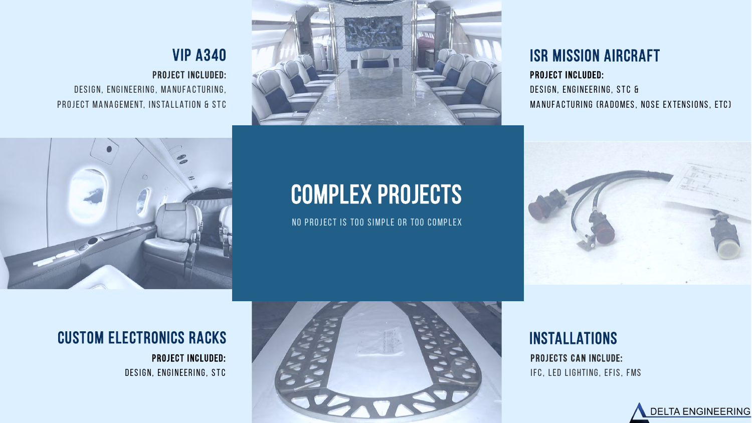# COMPLEX PROJECTS

NO PROJECT IS TOO SIMPLE OR TOO COMPLEX

## VIP A340

**PROJECT INCLUDED:**

DESIGN, ENGINEERING, MANUFACTURING, PROJECT MANAGEMENT, INSTALLATION & STC

## ISR MISSION AIRCRAFT

**PROJECT INCLUDED:**

DESIGN, ENGINEERING, STC & MANUFACTURING (RADOMES, NOSE EXTENSIONS, ETC)

## CUSTOM ELECTRONICS RACKS

**PROJECT INCLUDED:**

DESIGN, ENGINEERING, STC

## INSTALLATIONS

**PROJECTS CAN INCLUDE:**

IFC, LED LIGHTING, EFIS, FMS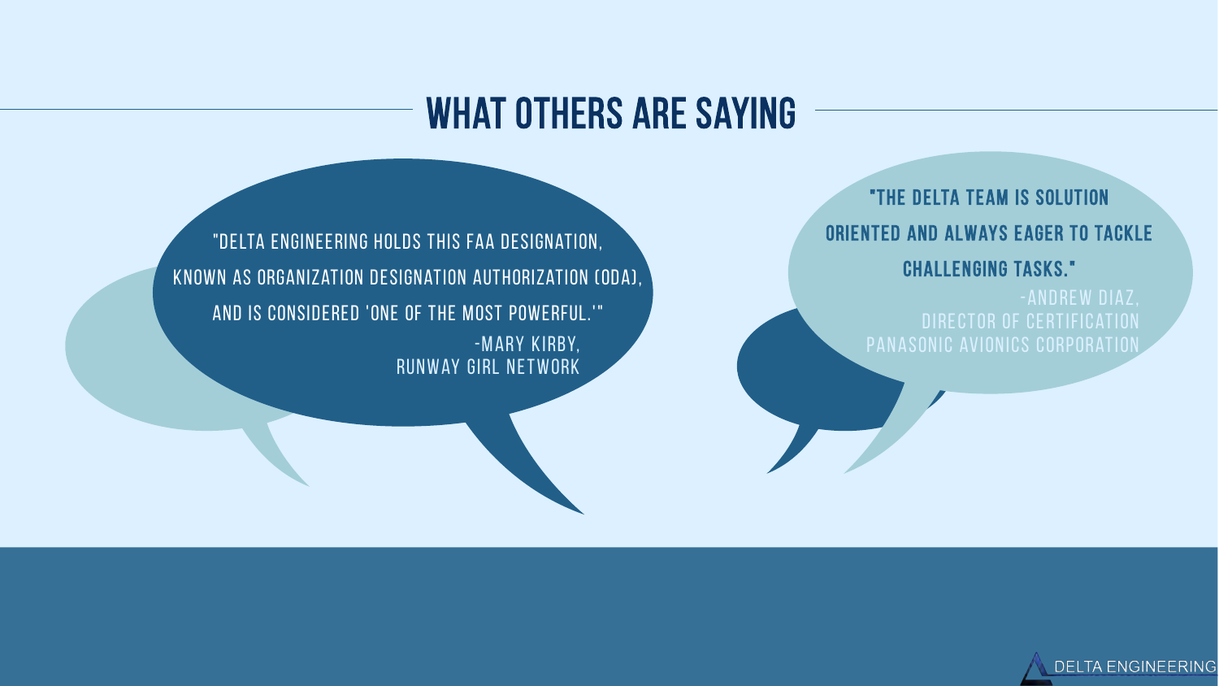# WHAT OTHERS ARE SAYING

"DELTA ENGINEERING HOLDS THIS FAA DESIGNATION, KNOWN AS ORGANIZATION DESIGNATION AUTHORIZATION (ODA), AND IS CONSIDERED 'ONE OF THE MOST POWERFUL.'"

-MARY KIRBY,
RUNWAY GIRL NETWORK

**"THE DELTA TEAM IS SOLUTION ORIENTED AND ALWAYS EAGER TO TACKLE CHALLENGING TASKS."**

-ANDREW DIAZ,
DIRECTOR OF CERTIFICATION
PANASONIC AVIONICS CORPORATION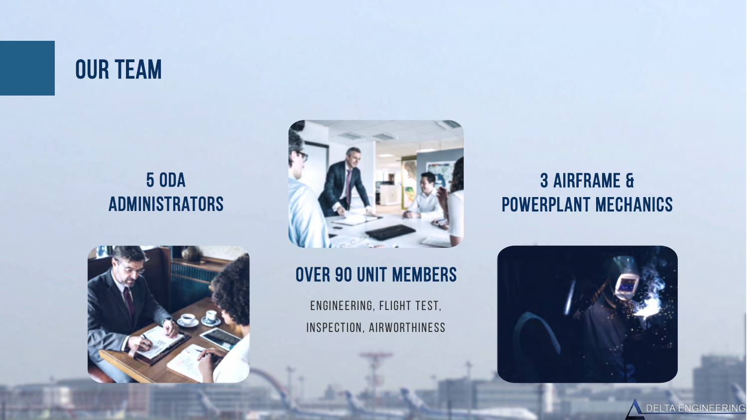# OUR TEAM

## 5 ODA ADMINISTRATORS

## OVER 90 UNIT MEMBERS

ENGINEERING, FLIGHT TEST,
INSPECTION, AIRWORTHINESS

## 3 AIRFRAME & POWERPLANT MECHANICS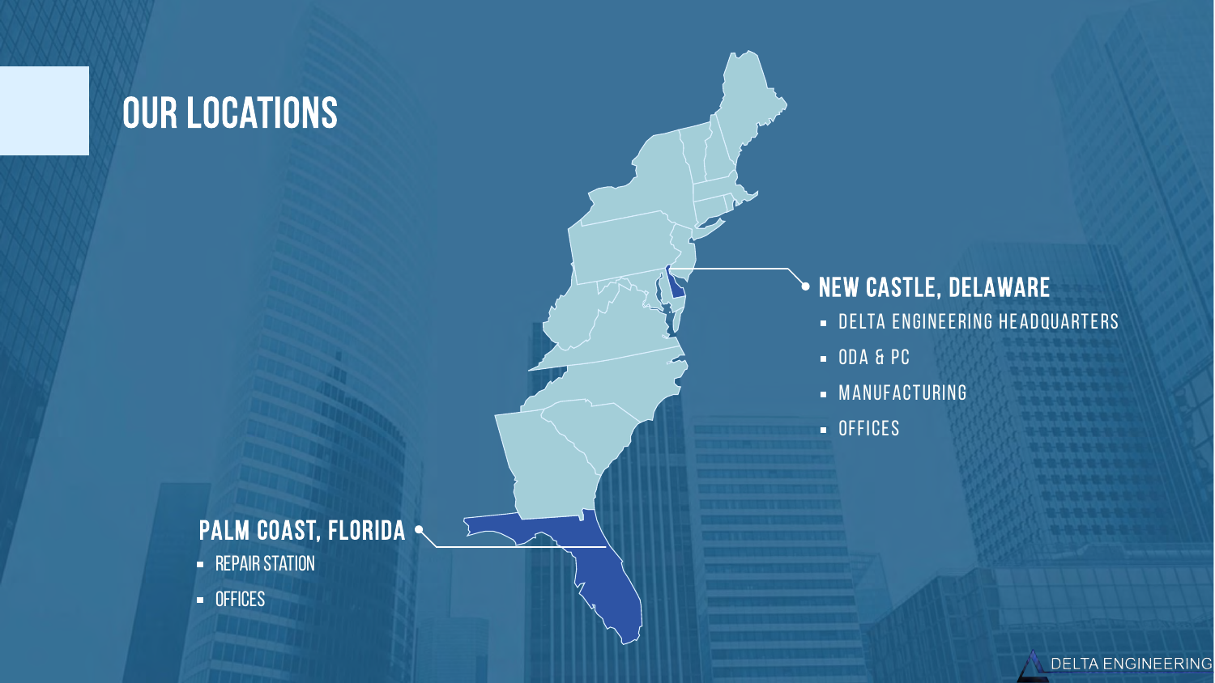# OUR LOCATIONS

## NEW CASTLE, DELAWARE

- DELTA ENGINEERING HEADQUARTERS
- ODA & PC
- MANUFACTURING
- OFFICES

## PALM COAST, FLORIDA

- REPAIR STATION
- OFFICES

DELTA ENGINEERING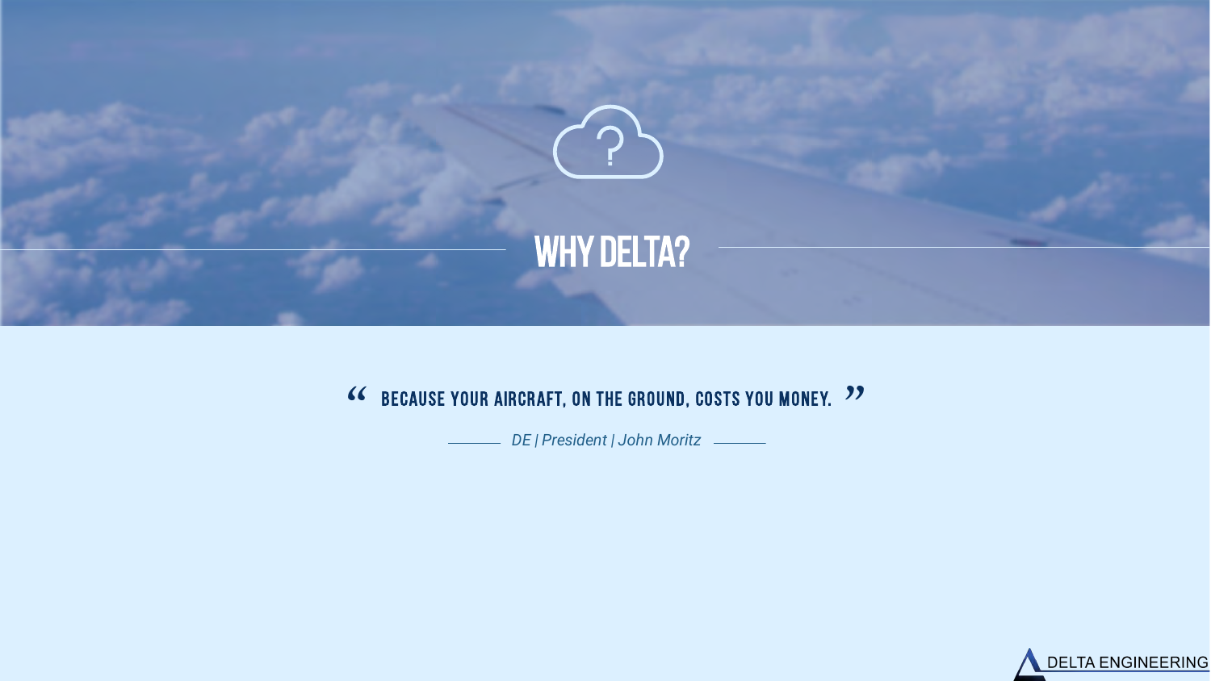# WHY DELTA?

> "BECAUSE YOUR AIRCRAFT, ON THE GROUND, COSTS YOU MONEY."

*DE | President | John Moritz*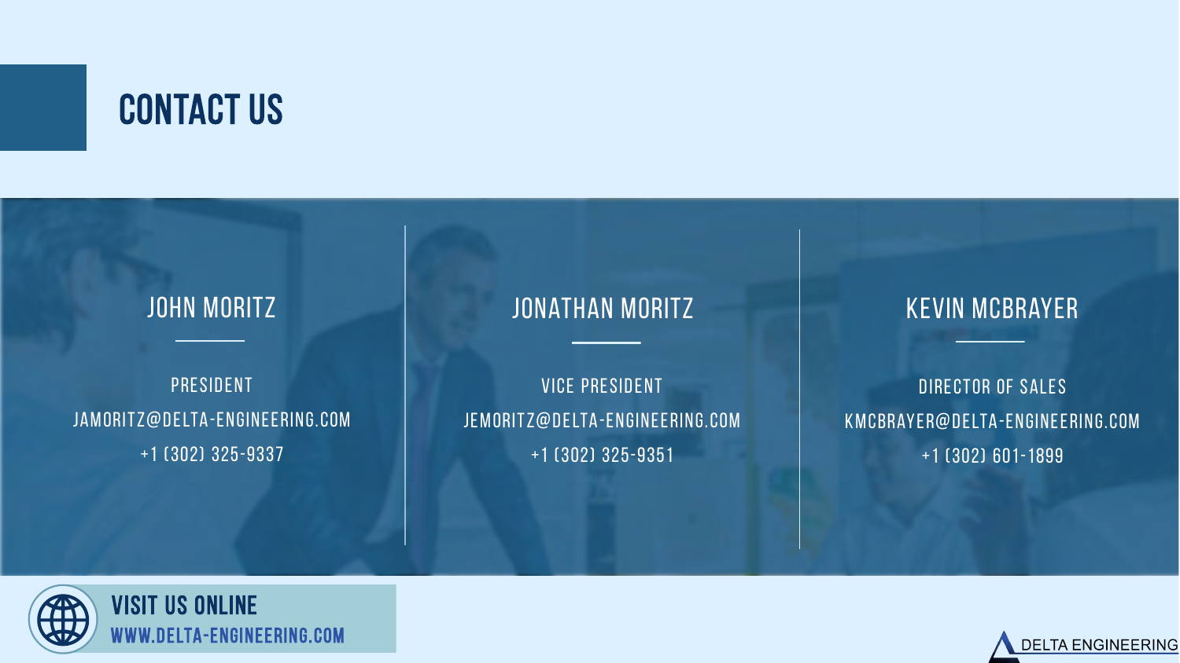# CONTACT US

### JOHN MORITZ

PRESIDENT

JAMORITZ@DELTA-ENGINEERING.COM

+1 (302) 325-9337

### JONATHAN MORITZ

VICE PRESIDENT

JEMORITZ@DELTA-ENGINEERING.COM

+1 (302) 325-9351

### KEVIN MCBRAYER

DIRECTOR OF SALES

KMCBRAYER@DELTA-ENGINEERING.COM

+1 (302) 601-1899

**VISIT US ONLINE**

**WWW.DELTA-ENGINEERING.COM**

DELTA ENGINEERING